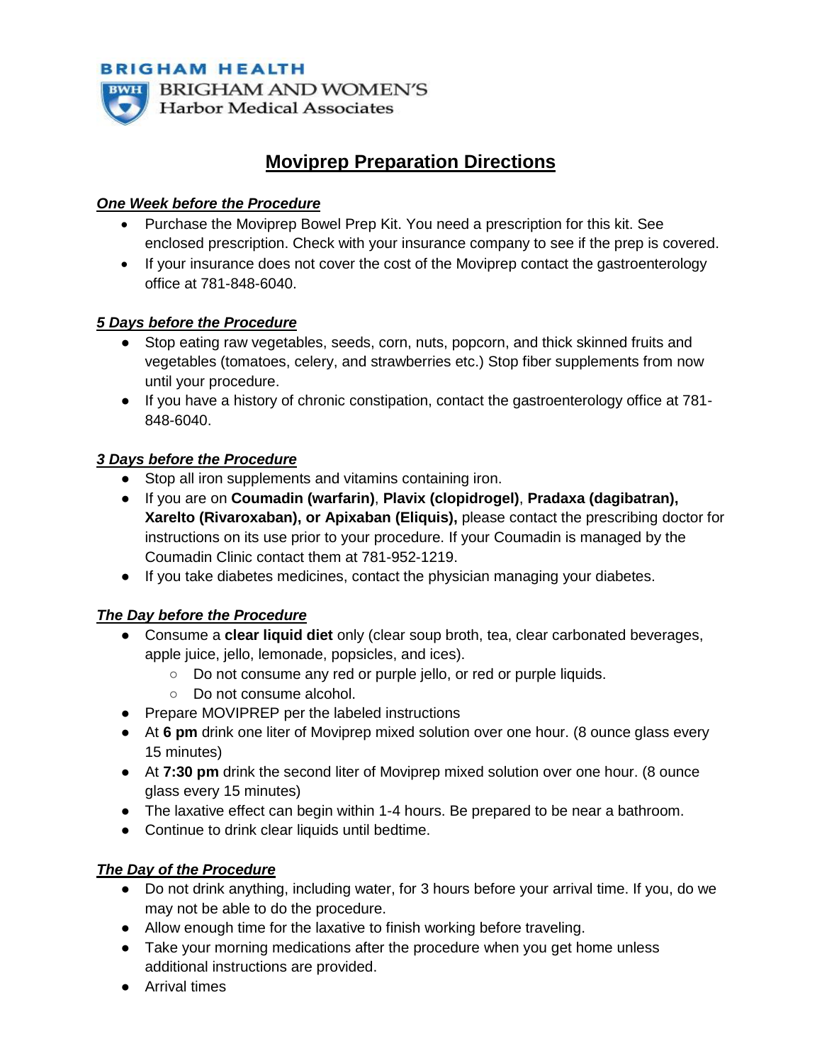**BRIGHAM HEALTH**

BRIGHAM AND WOMEN'S
Harbor Medical Associates

# Moviprep Preparation Directions

### ***One Week before the Procedure***

- Purchase the Moviprep Bowel Prep Kit. You need a prescription for this kit. See enclosed prescription. Check with your insurance company to see if the prep is covered.
- If your insurance does not cover the cost of the Moviprep contact the gastroenterology office at 781-848-6040.

### ***5 Days before the Procedure***

- Stop eating raw vegetables, seeds, corn, nuts, popcorn, and thick skinned fruits and vegetables (tomatoes, celery, and strawberries etc.) Stop fiber supplements from now until your procedure.
- If you have a history of chronic constipation, contact the gastroenterology office at 781-848-6040.

### ***3 Days before the Procedure***

- Stop all iron supplements and vitamins containing iron.
- If you are on **Coumadin (warfarin)**, **Plavix (clopidrogel)**, **Pradaxa (dagibatran), Xarelto (Rivaroxaban), or Apixaban (Eliquis),** please contact the prescribing doctor for instructions on its use prior to your procedure. If your Coumadin is managed by the Coumadin Clinic contact them at 781-952-1219.
- If you take diabetes medicines, contact the physician managing your diabetes.

### ***The Day before the Procedure***

- Consume a **clear liquid diet** only (clear soup broth, tea, clear carbonated beverages, apple juice, jello, lemonade, popsicles, and ices).
  - Do not consume any red or purple jello, or red or purple liquids.
  - Do not consume alcohol.
- Prepare MOVIPREP per the labeled instructions
- At **6 pm** drink one liter of Moviprep mixed solution over one hour. (8 ounce glass every 15 minutes)
- At **7:30 pm** drink the second liter of Moviprep mixed solution over one hour. (8 ounce glass every 15 minutes)
- The laxative effect can begin within 1-4 hours. Be prepared to be near a bathroom.
- Continue to drink clear liquids until bedtime.

### ***The Day of the Procedure***

- Do not drink anything, including water, for 3 hours before your arrival time. If you, do we may not be able to do the procedure.
- Allow enough time for the laxative to finish working before traveling.
- Take your morning medications after the procedure when you get home unless additional instructions are provided.
- Arrival times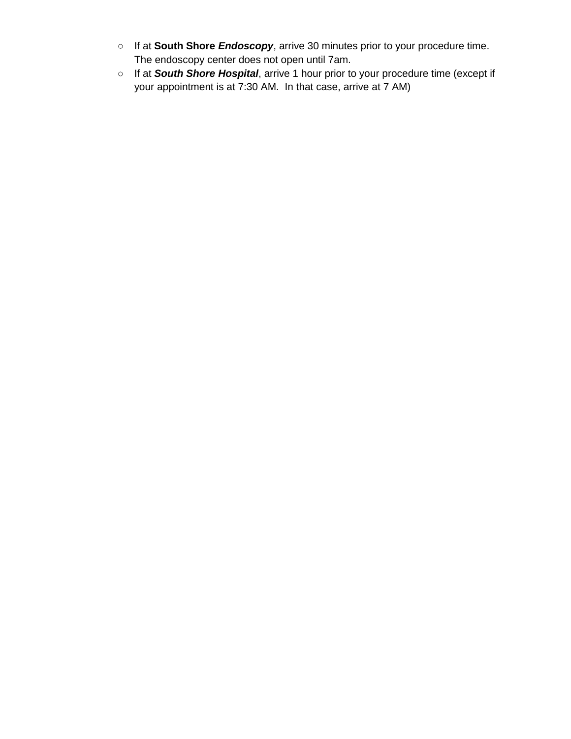- If at **South Shore *Endoscopy***, arrive 30 minutes prior to your procedure time. The endoscopy center does not open until 7am.
- If at ***South Shore Hospital***, arrive 1 hour prior to your procedure time (except if your appointment is at 7:30 AM. In that case, arrive at 7 AM)